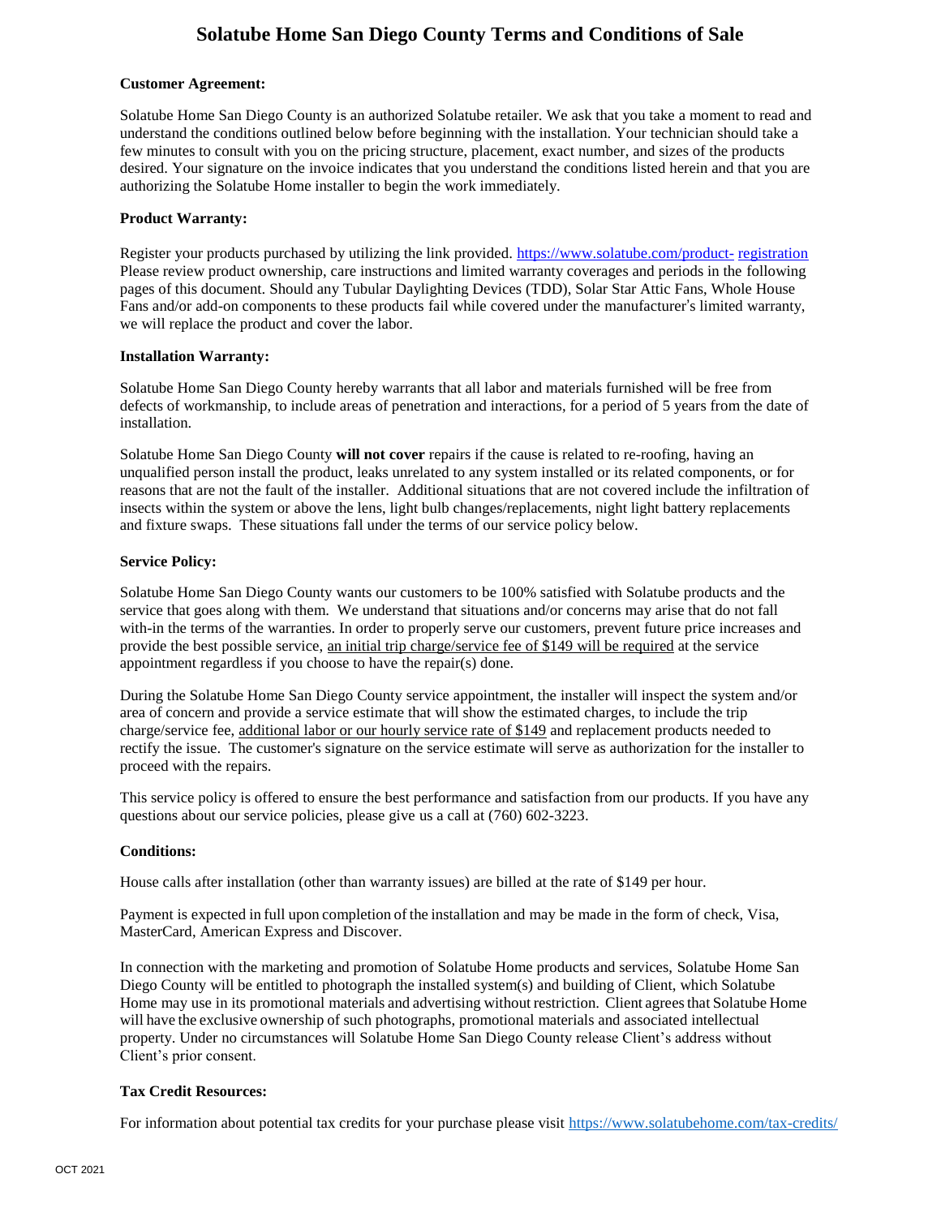# Solatube Home San Diego County Terms and Conditions of Sale

**Customer Agreement:**

Solatube Home San Diego County is an authorized Solatube retailer. We ask that you take a moment to read and understand the conditions outlined below before beginning with the installation. Your technician should take a few minutes to consult with you on the pricing structure, placement, exact number, and sizes of the products desired. Your signature on the invoice indicates that you understand the conditions listed herein and that you are authorizing the Solatube Home installer to begin the work immediately.

**Product Warranty:**

Register your products purchased by utilizing the link provided. [https://www.solatube.com/product-registration](https://www.solatube.com/product-registration) Please review product ownership, care instructions and limited warranty coverages and periods in the following pages of this document. Should any Tubular Daylighting Devices (TDD), Solar Star Attic Fans, Whole House Fans and/or add-on components to these products fail while covered under the manufacturer's limited warranty, we will replace the product and cover the labor.

**Installation Warranty:**

Solatube Home San Diego County hereby warrants that all labor and materials furnished will be free from defects of workmanship, to include areas of penetration and interactions, for a period of 5 years from the date of installation.

Solatube Home San Diego County **will not cover** repairs if the cause is related to re-roofing, having an unqualified person install the product, leaks unrelated to any system installed or its related components, or for reasons that are not the fault of the installer. Additional situations that are not covered include the infiltration of insects within the system or above the lens, light bulb changes/replacements, night light battery replacements and fixture swaps. These situations fall under the terms of our service policy below.

**Service Policy:**

Solatube Home San Diego County wants our customers to be 100% satisfied with Solatube products and the service that goes along with them. We understand that situations and/or concerns may arise that do not fall with-in the terms of the warranties. In order to properly serve our customers, prevent future price increases and provide the best possible service, an initial trip charge/service fee of $149 will be required at the service appointment regardless if you choose to have the repair(s) done.

During the Solatube Home San Diego County service appointment, the installer will inspect the system and/or area of concern and provide a service estimate that will show the estimated charges, to include the trip charge/service fee, additional labor or our hourly service rate of $149 and replacement products needed to rectify the issue. The customer's signature on the service estimate will serve as authorization for the installer to proceed with the repairs.

This service policy is offered to ensure the best performance and satisfaction from our products. If you have any questions about our service policies, please give us a call at (760) 602-3223.

**Conditions:**

House calls after installation (other than warranty issues) are billed at the rate of $149 per hour.

Payment is expected in full upon completion of the installation and may be made in the form of check, Visa, MasterCard, American Express and Discover.

In connection with the marketing and promotion of Solatube Home products and services, Solatube Home San Diego County will be entitled to photograph the installed system(s) and building of Client, which Solatube Home may use in its promotional materials and advertising without restriction. Client agrees that Solatube Home will have the exclusive ownership of such photographs, promotional materials and associated intellectual property. Under no circumstances will Solatube Home San Diego County release Client's address without Client's prior consent.

**Tax Credit Resources:**

For information about potential tax credits for your purchase please visit [https://www.solatubehome.com/tax-credits/](https://www.solatubehome.com/tax-credits/)

OCT 2021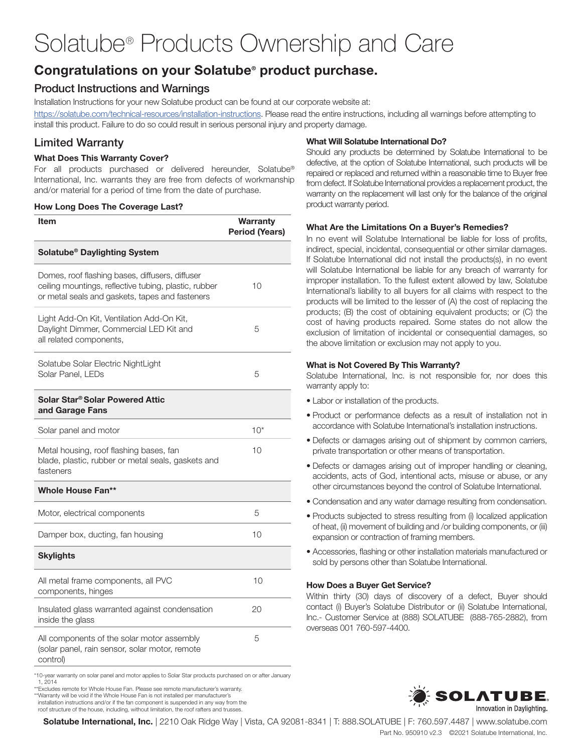# Solatube® Products Ownership and Care

## Congratulations on your Solatube® product purchase.

### Product Instructions and Warnings

Installation Instructions for your new Solatube product can be found at our corporate website at:

https://solatube.com/technical-resources/installation-instructions. Please read the entire instructions, including all warnings before attempting to install this product. Failure to do so could result in serious personal injury and property damage.

### Limited Warranty

**What Does This Warranty Cover?**

For all products purchased or delivered hereunder, Solatube® International, Inc. warrants they are free from defects of workmanship and/or material for a period of time from the date of purchase.

**How Long Does The Coverage Last?**

| Item | Warranty Period (Years) |
|---|---|
| **Solatube® Daylighting System** | |
| Domes, roof flashing bases, diffusers, diffuser ceiling mountings, reflective tubing, plastic, rubber or metal seals and gaskets, tapes and fasteners | 10 |
| Light Add-On Kit, Ventilation Add-On Kit, Daylight Dimmer, Commercial LED Kit and all related components, | 5 |
| Solatube Solar Electric NightLight Solar Panel, LEDs | 5 |
| **Solar Star® Solar Powered Attic and Garage Fans** | |
| Solar panel and motor | 10* |
| Metal housing, roof flashing bases, fan blade, plastic, rubber or metal seals, gaskets and fasteners | 10 |
| **Whole House Fan**** | |
| Motor, electrical components | 5 |
| Damper box, ducting, fan housing | 10 |
| **Skylights** | |
| All metal frame components, all PVC components, hinges | 10 |
| Insulated glass warranted against condensation inside the glass | 20 |
| All components of the solar motor assembly (solar panel, rain sensor, solar motor, remote control) | 5 |

*10-year warranty on solar panel and motor applies to Solar Star products purchased on or after January 1, 2014

**Excludes remote for Whole House Fan. Please see remote manufacturer's warranty.

**Warranty will be void if the Whole House Fan is not installed per manufacturer's installation instructions and/or if the fan component is suspended in any way from the roof structure of the house, including, without limitation, the roof rafters and trusses.

**What Will Solatube International Do?**

Should any products be determined by Solatube International to be defective, at the option of Solatube International, such products will be repaired or replaced and returned within a reasonable time to Buyer free from defect. If Solatube International provides a replacement product, the warranty on the replacement will last only for the balance of the original product warranty period.

**What Are the Limitations On a Buyer's Remedies?**

In no event will Solatube International be liable for loss of profits, indirect, special, incidental, consequential or other similar damages. If Solatube International did not install the products(s), in no event will Solatube International be liable for any breach of warranty for improper installation. To the fullest extent allowed by law, Solatube International's liability to all buyers for all claims with respect to the products will be limited to the lesser of (A) the cost of replacing the products; (B) the cost of obtaining equivalent products; or (C) the cost of having products repaired. Some states do not allow the exclusion of limitation of incidental or consequential damages, so the above limitation or exclusion may not apply to you.

**What is Not Covered By This Warranty?**

Solatube International, Inc. is not responsible for, nor does this warranty apply to:

- Labor or installation of the products.
- Product or performance defects as a result of installation not in accordance with Solatube International's installation instructions.
- Defects or damages arising out of shipment by common carriers, private transportation or other means of transportation.
- Defects or damages arising out of improper handling or cleaning, accidents, acts of God, intentional acts, misuse or abuse, or any other circumstances beyond the control of Solatube International.
- Condensation and any water damage resulting from condensation.
- Products subjected to stress resulting from (i) localized application of heat, (ii) movement of building and /or building components, or (iii) expansion or contraction of framing members.
- Accessories, flashing or other installation materials manufactured or sold by persons other than Solatube International.

**How Does a Buyer Get Service?**

Within thirty (30) days of discovery of a defect, Buyer should contact (i) Buyer's Solatube Distributor or (ii) Solatube International, Inc.- Customer Service at (888) SOLATUBE (888-765-2882), from overseas 001 760-597-4400.

SOLATUBE. Innovation in Daylighting.

**Solatube International, Inc.** | 2210 Oak Ridge Way | Vista, CA 92081-8341 | T: 888.SOLATUBE | F: 760.597.4487 | www.solatube.com

Part No. 950910 v2.3 ©2021 Solatube International, Inc.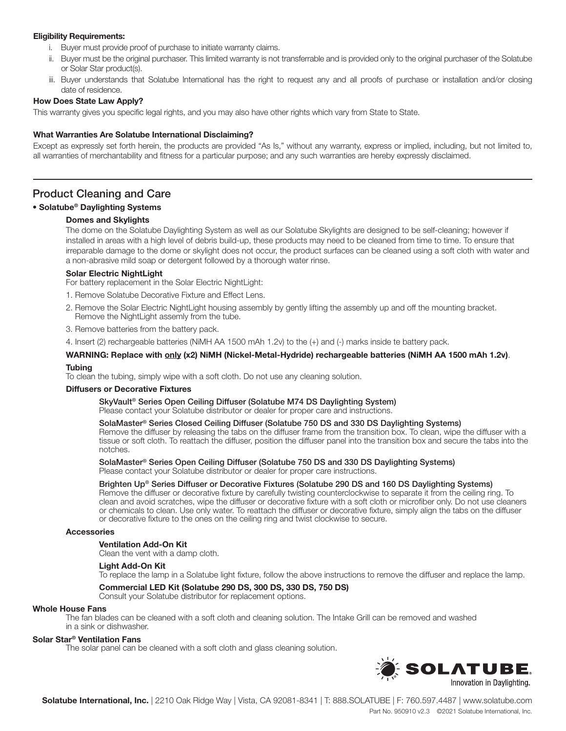**Eligibility Requirements:**

i. Buyer must provide proof of purchase to initiate warranty claims.

ii. Buyer must be the original purchaser. This limited warranty is not transferrable and is provided only to the original purchaser of the Solatube or Solar Star product(s).

iii. Buyer understands that Solatube International has the right to request any and all proofs of purchase or installation and/or closing date of residence.

**How Does State Law Apply?**

This warranty gives you specific legal rights, and you may also have other rights which vary from State to State.

**What Warranties Are Solatube International Disclaiming?**

Except as expressly set forth herein, the products are provided "As Is," without any warranty, express or implied, including, but not limited to, all warranties of merchantability and fitness for a particular purpose; and any such warranties are hereby expressly disclaimed.

---

## Product Cleaning and Care

- **Solatube® Daylighting Systems**

### Domes and Skylights

The dome on the Solatube Daylighting System as well as our Solatube Skylights are designed to be self-cleaning; however if installed in areas with a high level of debris build-up, these products may need to be cleaned from time to time. To ensure that irreparable damage to the dome or skylight does not occur, the product surfaces can be cleaned using a soft cloth with water and a non-abrasive mild soap or detergent followed by a thorough water rinse.

### Solar Electric NightLight

For battery replacement in the Solar Electric NightLight:

1. Remove Solatube Decorative Fixture and Effect Lens.
2. Remove the Solar Electric NightLight housing assembly by gently lifting the assembly up and off the mounting bracket. Remove the NightLight assemly from the tube.
3. Remove batteries from the battery pack.
4. Insert (2) rechargeable batteries (NiMH AA 1500 mAh 1.2v) to the (+) and (-) marks inside te battery pack.

**WARNING: Replace with only (x2) NiMH (Nickel-Metal-Hydride) rechargeable batteries (NiMH AA 1500 mAh 1.2v)**.

### Tubing

To clean the tubing, simply wipe with a soft cloth. Do not use any cleaning solution.

### Diffusers or Decorative Fixtures

SkyVault® Series Open Ceiling Diffuser (Solatube M74 DS Daylighting System)
Please contact your Solatube distributor or dealer for proper care and instructions.

SolaMaster® Series Closed Ceiling Diffuser (Solatube 750 DS and 330 DS Daylighting Systems)
Remove the diffuser by releasing the tabs on the diffuser frame from the transition box. To clean, wipe the diffuser with a tissue or soft cloth. To reattach the diffuser, position the diffuser panel into the transition box and secure the tabs into the notches.

SolaMaster® Series Open Ceiling Diffuser (Solatube 750 DS and 330 DS Daylighting Systems)
Please contact your Solatube distributor or dealer for proper care instructions.

Brighten Up® Series Diffuser or Decorative Fixtures (Solatube 290 DS and 160 DS Daylighting Systems)
Remove the diffuser or decorative fixture by carefully twisting counterclockwise to separate it from the ceiling ring. To clean and avoid scratches, wipe the diffuser or decorative fixture with a soft cloth or microfiber only. Do not use cleaners or chemicals to clean. Use only water. To reattach the diffuser or decorative fixture, simply align the tabs on the diffuser or decorative fixture to the ones on the ceiling ring and twist clockwise to secure.

### Accessories

**Ventilation Add-On Kit**
Clean the vent with a damp cloth.

**Light Add-On Kit**
To replace the lamp in a Solatube light fixture, follow the above instructions to remove the diffuser and replace the lamp.

**Commercial LED Kit (Solatube 290 DS, 300 DS, 330 DS, 750 DS)**
Consult your Solatube distributor for replacement options.

**Whole House Fans**

The fan blades can be cleaned with a soft cloth and cleaning solution. The Intake Grill can be removed and washed in a sink or dishwasher.

**Solar Star® Ventilation Fans**

The solar panel can be cleaned with a soft cloth and glass cleaning solution.

SOLATUBE
Innovation in Daylighting.

**Solatube International, Inc.** | 2210 Oak Ridge Way | Vista, CA 92081-8341 | T: 888.SOLATUBE | F: 760.597.4487 | www.solatube.com

Part No. 950910 v2.3 ©2021 Solatube International, Inc.